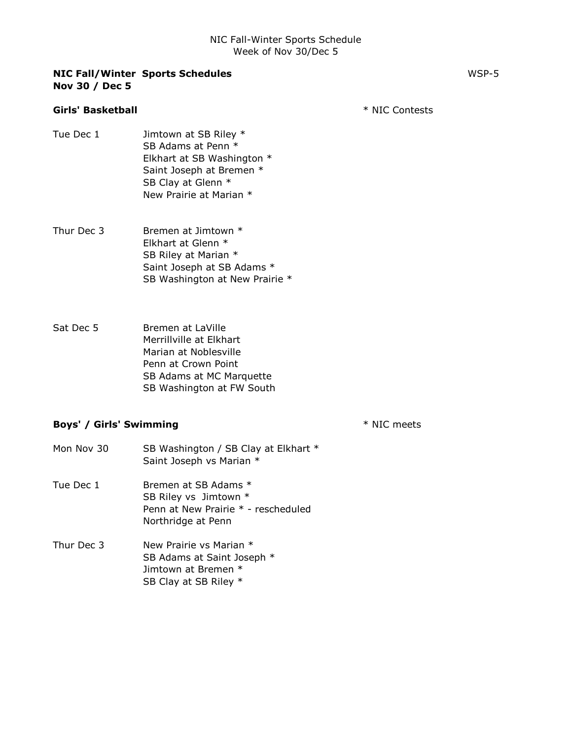NIC Fall-Winter Sports Schedule
Week of Nov 30/Dec 5

**NIC Fall/Winter Sports Schedules**
**Nov 30 / Dec 5**

WSP-5

**Girls' Basketball**

* NIC Contests

Tue Dec 1
- Jimtown at SB Riley *
- SB Adams at Penn *
- Elkhart at SB Washington *
- Saint Joseph at Bremen *
- SB Clay at Glenn *
- New Prairie at Marian *

Thur Dec 3
- Bremen at Jimtown *
- Elkhart at Glenn *
- SB Riley at Marian *
- Saint Joseph at SB Adams *
- SB Washington at New Prairie *

Sat Dec 5
- Bremen at LaVille
- Merrillville at Elkhart
- Marian at Noblesville
- Penn at Crown Point
- SB Adams at MC Marquette
- SB Washington at FW South

**Boys' / Girls' Swimming**

* NIC meets

Mon Nov 30
- SB Washington / SB Clay at Elkhart *
- Saint Joseph vs Marian *

Tue Dec 1
- Bremen at SB Adams *
- SB Riley vs Jimtown *
- Penn at New Prairie * - rescheduled
- Northridge at Penn

Thur Dec 3
- New Prairie vs Marian *
- SB Adams at Saint Joseph *
- Jimtown at Bremen *
- SB Clay at SB Riley *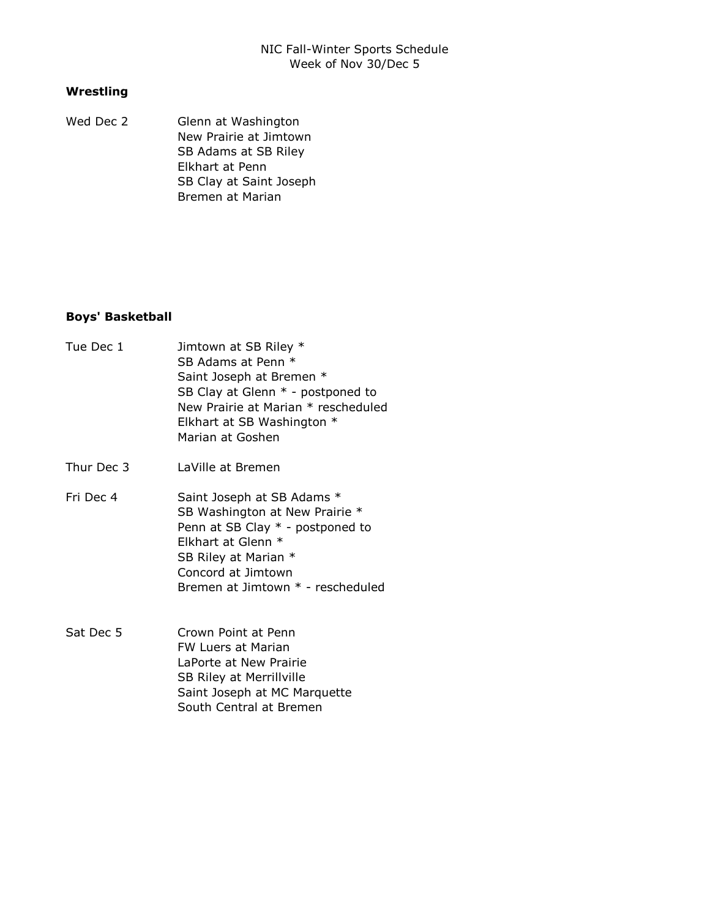NIC Fall-Winter Sports Schedule
Week of Nov 30/Dec 5

**Wrestling**

| | |
|---|---|
| Wed Dec 2 | Glenn at Washington<br>New Prairie at Jimtown<br>SB Adams at SB Riley<br>Elkhart at Penn<br>SB Clay at Saint Joseph<br>Bremen at Marian |

**Boys' Basketball**

| | |
|---|---|
| Tue Dec 1 | Jimtown at SB Riley *<br>SB Adams at Penn *<br>Saint Joseph at Bremen *<br>SB Clay at Glenn * - postponed to<br>New Prairie at Marian * rescheduled<br>Elkhart at SB Washington *<br>Marian at Goshen |
| Thur Dec 3 | LaVille at Bremen |
| Fri Dec 4 | Saint Joseph at SB Adams *<br>SB Washington at New Prairie *<br>Penn at SB Clay * - postponed to<br>Elkhart at Glenn *<br>SB Riley at Marian *<br>Concord at Jimtown<br>Bremen at Jimtown * - rescheduled |
| Sat Dec 5 | Crown Point at Penn<br>FW Luers at Marian<br>LaPorte at New Prairie<br>SB Riley at Merrillville<br>Saint Joseph at MC Marquette<br>South Central at Bremen |